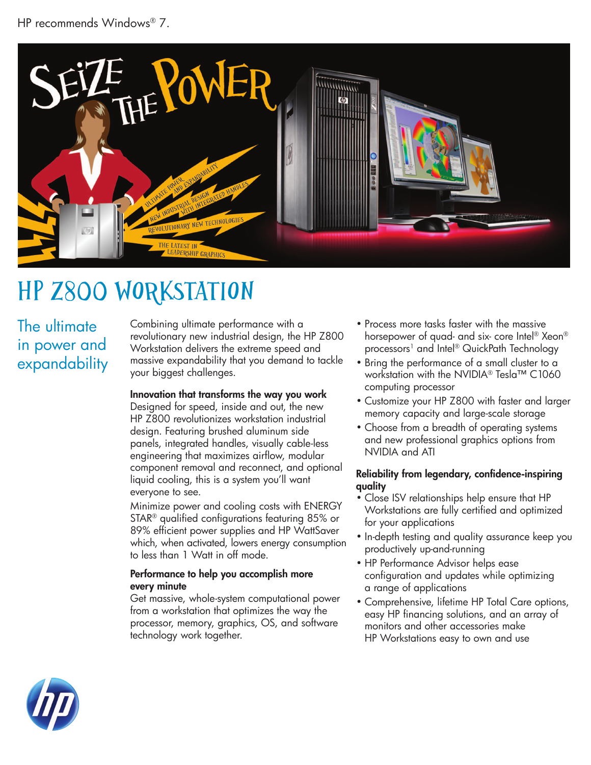HP recommends Windows® 7.

# HP Z800 Workstation

## The ultimate in power and expandability

Combining ultimate performance with a revolutionary new industrial design, the HP Z800 Workstation delivers the extreme speed and massive expandability that you demand to tackle your biggest challenges.

**Innovation that transforms the way you work**

Designed for speed, inside and out, the new HP Z800 revolutionizes workstation industrial design. Featuring brushed aluminum side panels, integrated handles, visually cable-less engineering that maximizes airflow, modular component removal and reconnect, and optional liquid cooling, this is a system you'll want everyone to see.

Minimize power and cooling costs with ENERGY STAR® qualified configurations featuring 85% or 89% efficient power supplies and HP WattSaver which, when activated, lowers energy consumption to less than 1 Watt in off mode.

**Performance to help you accomplish more every minute**

Get massive, whole-system computational power from a workstation that optimizes the way the processor, memory, graphics, OS, and software technology work together.

- Process more tasks faster with the massive horsepower of quad- and six- core Intel® Xeon® processors[1] and Intel® QuickPath Technology
- Bring the performance of a small cluster to a workstation with the NVIDIA® Tesla™ C1060 computing processor
- Customize your HP Z800 with faster and larger memory capacity and large-scale storage
- Choose from a breadth of operating systems and new professional graphics options from NVIDIA and ATI

**Reliability from legendary, confidence-inspiring quality**

- Close ISV relationships help ensure that HP Workstations are fully certified and optimized for your applications
- In-depth testing and quality assurance keep you productively up-and-running
- HP Performance Advisor helps ease configuration and updates while optimizing a range of applications
- Comprehensive, lifetime HP Total Care options, easy HP financing solutions, and an array of monitors and other accessories make HP Workstations easy to own and use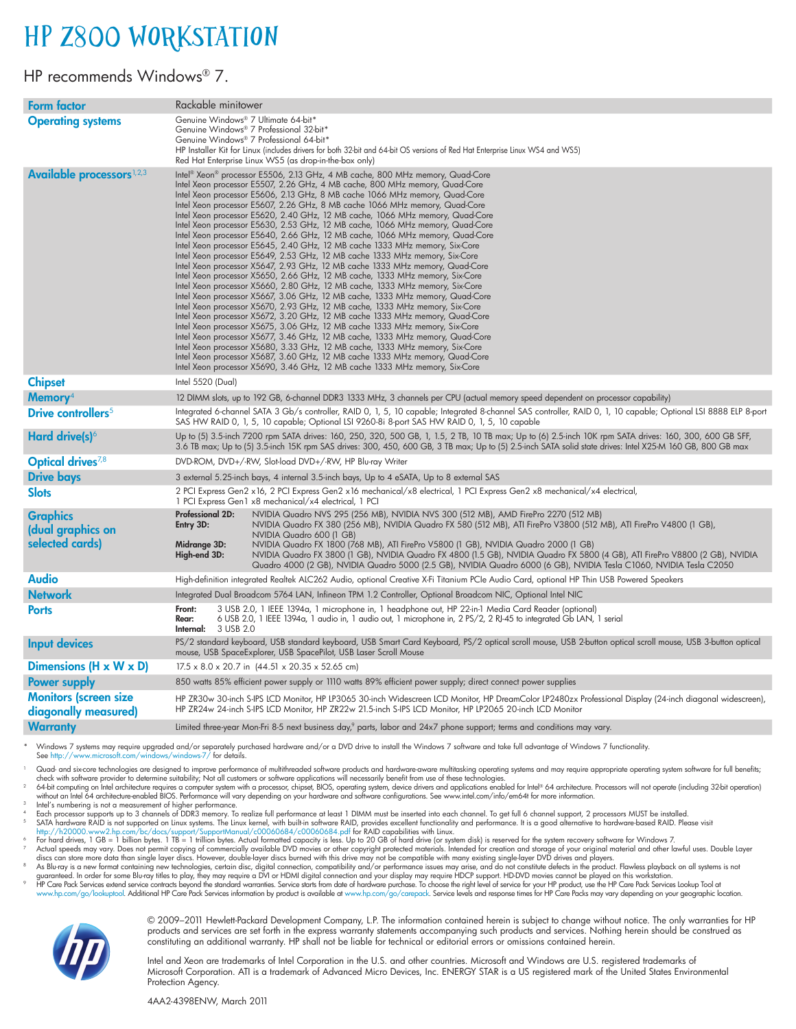# HP Z800 Workstation

HP recommends Windows® 7.

| | |
|---|---|
| **Form factor** | Rackable minitower |
| **Operating systems** | Genuine Windows® 7 Ultimate 64-bit*<br>Genuine Windows® 7 Professional 32-bit*<br>Genuine Windows® 7 Professional 64-bit*<br>HP Installer Kit for Linux (includes drivers for both 32-bit and 64-bit OS versions of Red Hat Enterprise Linux WS4 and WS5)<br>Red Hat Enterprise Linux WS5 (as drop-in-the-box only) |
| **Available processors**[1,2,3] | Intel® Xeon® processor E5506, 2.13 GHz, 4 MB cache, 800 MHz memory, Quad-Core<br>Intel Xeon processor E5507, 2.26 GHz, 4 MB cache, 800 MHz memory, Quad-Core<br>Intel Xeon processor E5606, 2.13 GHz, 8 MB cache 1066 MHz memory, Quad-Core<br>Intel Xeon processor E5607, 2.26 GHz, 8 MB cache 1066 MHz memory, Quad-Core<br>Intel Xeon processor E5620, 2.40 GHz, 12 MB cache, 1066 MHz memory, Quad-Core<br>Intel Xeon processor E5630, 2.53 GHz, 12 MB cache, 1066 MHz memory, Quad-Core<br>Intel Xeon processor E5640, 2.66 GHz, 12 MB cache, 1066 MHz memory, Quad-Core<br>Intel Xeon processor E5645, 2.40 GHz, 12 MB cache 1333 MHz memory, Six-Core<br>Intel Xeon processor E5649, 2.53 GHz, 12 MB cache 1333 MHz memory, Six-Core<br>Intel Xeon processor X5647, 2.93 GHz, 12 MB cache 1333 MHz memory, Quad-Core<br>Intel Xeon processor X5650, 2.66 GHz, 12 MB cache, 1333 MHz memory, Six-Core<br>Intel Xeon processor X5660, 2.80 GHz, 12 MB cache, 1333 MHz memory, Six-Core<br>Intel Xeon processor X5667, 3.06 GHz, 12 MB cache, 1333 MHz memory, Quad-Core<br>Intel Xeon processor X5670, 2.93 GHz, 12 MB cache, 1333 MHz memory, Six-Core<br>Intel Xeon processor X5672, 3.20 GHz, 12 MB cache 1333 MHz memory, Quad-Core<br>Intel Xeon processor X5675, 3.06 GHz, 12 MB cache 1333 MHz memory, Six-Core<br>Intel Xeon processor X5677, 3.46 GHz, 12 MB cache, 1333 MHz memory, Quad-Core<br>Intel Xeon processor X5680, 3.33 GHz, 12 MB cache, 1333 MHz memory, Six-Core<br>Intel Xeon processor X5687, 3.60 GHz, 12 MB cache 1333 MHz memory, Quad-Core<br>Intel Xeon processor X5690, 3.46 GHz, 12 MB cache 1333 MHz memory, Six-Core |
| **Chipset** | Intel 5520 (Dual) |
| **Memory**[4] | 12 DIMM slots, up to 192 GB, 6-channel DDR3 1333 MHz, 3 channels per CPU (actual memory speed dependent on processor capability) |
| **Drive controllers**[5] | Integrated 6-channel SATA 3 Gb/s controller, RAID 0, 1, 5, 10 capable; Integrated 8-channel SAS controller, RAID 0, 1, 10 capable; Optional LSI 8888 ELP 8-port SAS HW RAID 0, 1, 5, 10 capable; Optional LSI 9260-8i 8-port SAS HW RAID 0, 1, 5, 10 capable |
| **Hard drive(s)**[6] | Up to (5) 3.5-inch 7200 rpm SATA drives: 160, 250, 320, 500 GB, 1, 1.5, 2 TB, 10 TB max; Up to (6) 2.5-inch 10K rpm SATA drives: 160, 300, 600 GB SFF, 3.6 TB max; Up to (5) 3.5-inch 15K rpm SAS drives: 300, 450, 600 GB, 3 TB max; Up to (5) 2.5-inch SATA solid state drives: Intel X25-M 160 GB, 800 GB max |
| **Optical drives**[7,8] | DVD-ROM, DVD+/-RW, Slot-load DVD+/-RW, HP Blu-ray Writer |
| **Drive bays** | 3 external 5.25-inch bays, 4 internal 3.5-inch bays, Up to 4 eSATA, Up to 8 external SAS |
| **Slots** | 2 PCI Express Gen2 x16, 2 PCI Express Gen2 x16 mechanical/x8 electrical, 1 PCI Express Gen2 x8 mechanical/x4 electrical, 1 PCI Express Gen1 x8 mechanical/x4 electrical, 1 PCI |
| **Graphics (dual graphics on selected cards)** | **Professional 2D:** NVIDIA Quadro NVS 295 (256 MB), NVIDIA NVS 300 (512 MB), AMD FirePro 2270 (512 MB)<br>**Entry 3D:** NVIDIA Quadro FX 380 (256 MB), NVIDIA Quadro FX 580 (512 MB), ATI FirePro V3800 (512 MB), ATI FirePro V4800 (1 GB), NVIDIA Quadro 600 (1 GB)<br>**Midrange 3D:** NVIDIA Quadro FX 1800 (768 MB), ATI FirePro V5800 (1 GB), NVIDIA Quadro 2000 (1 GB)<br>**High-end 3D:** NVIDIA Quadro FX 3800 (1 GB), NVIDIA Quadro FX 4800 (1.5 GB), NVIDIA Quadro FX 5800 (4 GB), ATI FirePro V8800 (2 GB), NVIDIA Quadro 4000 (2 GB), NVIDIA Quadro 5000 (2.5 GB), NVIDIA Quadro 6000 (6 GB), NVIDIA Tesla C1060, NVIDIA Tesla C2050 |
| **Audio** | High-definition integrated Realtek ALC262 Audio, optional Creative X-Fi Titanium PCIe Audio Card, optional HP Thin USB Powered Speakers |
| **Network** | Integrated Dual Broadcom 5764 LAN, Infineon TPM 1.2 Controller, Optional Broadcom NIC, Optional Intel NIC |
| **Ports** | **Front:** 3 USB 2.0, 1 IEEE 1394a, 1 microphone in, 1 headphone out, HP 22-in-1 Media Card Reader (optional)<br>**Rear:** 6 USB 2.0, 1 IEEE 1394a, 1 audio in, 1 audio out, 1 microphone in, 2 PS/2, 2 RJ-45 to integrated Gb LAN, 1 serial<br>**Internal:** 3 USB 2.0 |
| **Input devices** | PS/2 standard keyboard, USB standard keyboard, USB Smart Card Keyboard, PS/2 optical scroll mouse, USB 2-button optical scroll mouse, USB 3-button optical mouse, USB SpaceExplorer, USB SpacePilot, USB Laser Scroll Mouse |
| **Dimensions (H x W x D)** | 17.5 x 8.0 x 20.7 in (44.51 x 20.35 x 52.65 cm) |
| **Power supply** | 850 watts 85% efficient power supply or 1110 watts 89% efficient power supply; direct connect power supplies |
| **Monitors (screen size diagonally measured)** | HP ZR30w 30-inch S-IPS LCD Monitor, HP LP3065 30-inch Widescreen LCD Monitor, HP DreamColor LP2480zx Professional Display (24-inch diagonal widescreen), HP ZR24w 24-inch S-IPS LCD Monitor, HP ZR22w 21.5-inch S-IPS LCD Monitor, HP LP2065 20-inch LCD Monitor |
| **Warranty** | Limited three-year Mon-Fri 8-5 next business day,[9] parts, labor and 24x7 phone support; terms and conditions may vary. |

\* Windows 7 systems may require upgraded and/or separately purchased hardware and/or a DVD drive to install the Windows 7 software and take full advantage of Windows 7 functionality. See http://www.microsoft.com/windows/windows-7/ for details.

1 Quad- and six-core technologies are designed to improve performance of multithreaded software products and hardware-aware multitasking operating systems and may require appropriate operating system software for full benefits; check with software provider to determine suitability; Not all customers or software applications will necessarily benefit from use of these technologies.

2 64-bit computing on Intel architecture requires a computer system with a processor, chipset, BIOS, operating system, device drivers and applications enabled for Intel® 64 architecture. Processors will not operate (including 32-bit operation) without an Intel 64 architecture-enabled BIOS. Performance will vary depending on your hardware and software configurations. See www.intel.com/info/em64t for more information.

3 Intel's numbering is not a measurement of higher performance.

4 Each processor supports up to 3 channels of DDR3 memory. To realize full performance at least 1 DIMM must be inserted into each channel. To get full 6 channel support, 2 processors MUST be installed.

5 SATA hardware RAID is not supported on Linux systems. The Linux kernel, with built-in software RAID, provides excellent functionality and performance. It is a good alternative to hardware-based RAID. Please visit http://h20000.www2.hp.com/bc/docs/support/SupportManual/c00060684/c00060684.pdf for RAID capabilities with Linux.

6 For hard drives, 1 GB = 1 billion bytes. 1 TB = 1 trillion bytes. Actual formatted capacity is less. Up to 20 GB of hard drive (or system disk) is reserved for the system recovery software for Windows 7.

7 Actual speeds may vary. Does not permit copying of commercially available DVD movies or other copyright protected materials. Intended for creation and storage of your original material and other lawful uses. Double Layer discs can store more data than single layer discs. However, double-layer discs burned with this drive may not be compatible with many existing single-layer DVD drives and players.

8 As Blu-ray is a new format containing new technologies, certain disc, digital connection, compatibility and/or performance issues may arise, and do not constitute defects in the product. Flawless playback on all systems is not guaranteed. In order for some Blu-ray titles to play, they may require a DVI or HDMI digital connection and your display may require HDCP support. HD-DVD movies cannot be played on this workstation.

9 HP Care Pack Services extend service contracts beyond the standard warranties. Service starts from date of hardware purchase. To choose the right level of service for your HP product, use the HP Care Pack Services Lookup Tool at www.hp.com/go/lookuptool. Additional HP Care Pack Services information by product is available at www.hp.com/go/carepack. Service levels and response times for HP Care Packs may vary depending on your geographic location.

© 2009–2011 Hewlett-Packard Development Company, L.P. The information contained herein is subject to change without notice. The only warranties for HP products and services are set forth in the express warranty statements accompanying such products and services. Nothing herein should be construed as constituting an additional warranty. HP shall not be liable for technical or editorial errors or omissions contained herein.

Intel and Xeon are trademarks of Intel Corporation in the U.S. and other countries. Microsoft and Windows are U.S. registered trademarks of Microsoft Corporation. ATI is a trademark of Advanced Micro Devices, Inc. ENERGY STAR is a US registered mark of the United States Environmental Protection Agency.

4AA2-4398ENW, March 2011